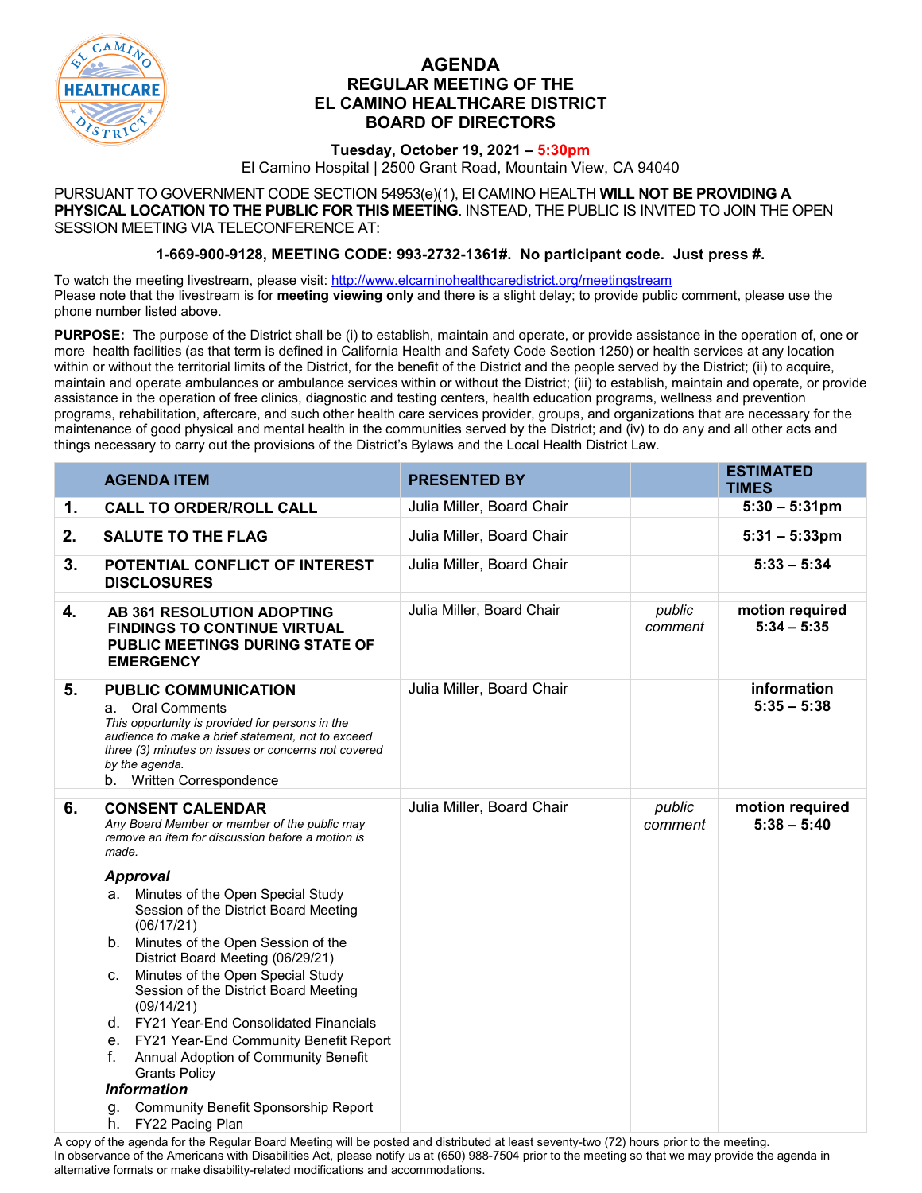# AGENDA
## REGULAR MEETING OF THE EL CAMINO HEALTHCARE DISTRICT BOARD OF DIRECTORS

**Tuesday, October 19, 2021 – 5:30pm**

El Camino Hospital | 2500 Grant Road, Mountain View, CA 94040

PURSUANT TO GOVERNMENT CODE SECTION 54953(e)(1), El CAMINO HEALTH **WILL NOT BE PROVIDING A PHYSICAL LOCATION TO THE PUBLIC FOR THIS MEETING**. INSTEAD, THE PUBLIC IS INVITED TO JOIN THE OPEN SESSION MEETING VIA TELECONFERENCE AT:

**1-669-900-9128, MEETING CODE: 993-2732-1361#. No participant code. Just press #.**

To watch the meeting livestream, please visit: http://www.elcaminohealthcaredistrict.org/meetingstream
Please note that the livestream is for **meeting viewing only** and there is a slight delay; to provide public comment, please use the phone number listed above.

**PURPOSE:** The purpose of the District shall be (i) to establish, maintain and operate, or provide assistance in the operation of, one or more health facilities (as that term is defined in California Health and Safety Code Section 1250) or health services at any location within or without the territorial limits of the District, for the benefit of the District and the people served by the District; (ii) to acquire, maintain and operate ambulances or ambulance services within or without the District; (iii) to establish, maintain and operate, or provide assistance in the operation of free clinics, diagnostic and testing centers, health education programs, wellness and prevention programs, rehabilitation, aftercare, and such other health care services provider, groups, and organizations that are necessary for the maintenance of good physical and mental health in the communities served by the District; and (iv) to do any and all other acts and things necessary to carry out the provisions of the District's Bylaws and the Local Health District Law.

| | AGENDA ITEM | PRESENTED BY | | ESTIMATED TIMES |
|---|---|---|---|---|
| 1. | **CALL TO ORDER/ROLL CALL** | Julia Miller, Board Chair | | **5:30 – 5:31pm** |
| 2. | **SALUTE TO THE FLAG** | Julia Miller, Board Chair | | **5:31 – 5:33pm** |
| 3. | **POTENTIAL CONFLICT OF INTEREST DISCLOSURES** | Julia Miller, Board Chair | | **5:33 – 5:34** |
| 4. | **AB 361 RESOLUTION ADOPTING FINDINGS TO CONTINUE VIRTUAL PUBLIC MEETINGS DURING STATE OF EMERGENCY** | Julia Miller, Board Chair | *public comment* | **motion required 5:34 – 5:35** |
| 5. | **PUBLIC COMMUNICATION**<br>a. Oral Comments<br>*This opportunity is provided for persons in the audience to make a brief statement, not to exceed three (3) minutes on issues or concerns not covered by the agenda.*<br>b. Written Correspondence | Julia Miller, Board Chair | | **information 5:35 – 5:38** |
| 6. | **CONSENT CALENDAR**<br>*Any Board Member or member of the public may remove an item for discussion before a motion is made.*<br>***Approval***<br>a. Minutes of the Open Special Study Session of the District Board Meeting (06/17/21)<br>b. Minutes of the Open Session of the District Board Meeting (06/29/21)<br>c. Minutes of the Open Special Study Session of the District Board Meeting (09/14/21)<br>d. FY21 Year-End Consolidated Financials<br>e. FY21 Year-End Community Benefit Report<br>f. Annual Adoption of Community Benefit Grants Policy<br>***Information***<br>g. Community Benefit Sponsorship Report<br>h. FY22 Pacing Plan | Julia Miller, Board Chair | *public comment* | **motion required 5:38 – 5:40** |

A copy of the agenda for the Regular Board Meeting will be posted and distributed at least seventy-two (72) hours prior to the meeting.
In observance of the Americans with Disabilities Act, please notify us at (650) 988-7504 prior to the meeting so that we may provide the agenda in alternative formats or make disability-related modifications and accommodations.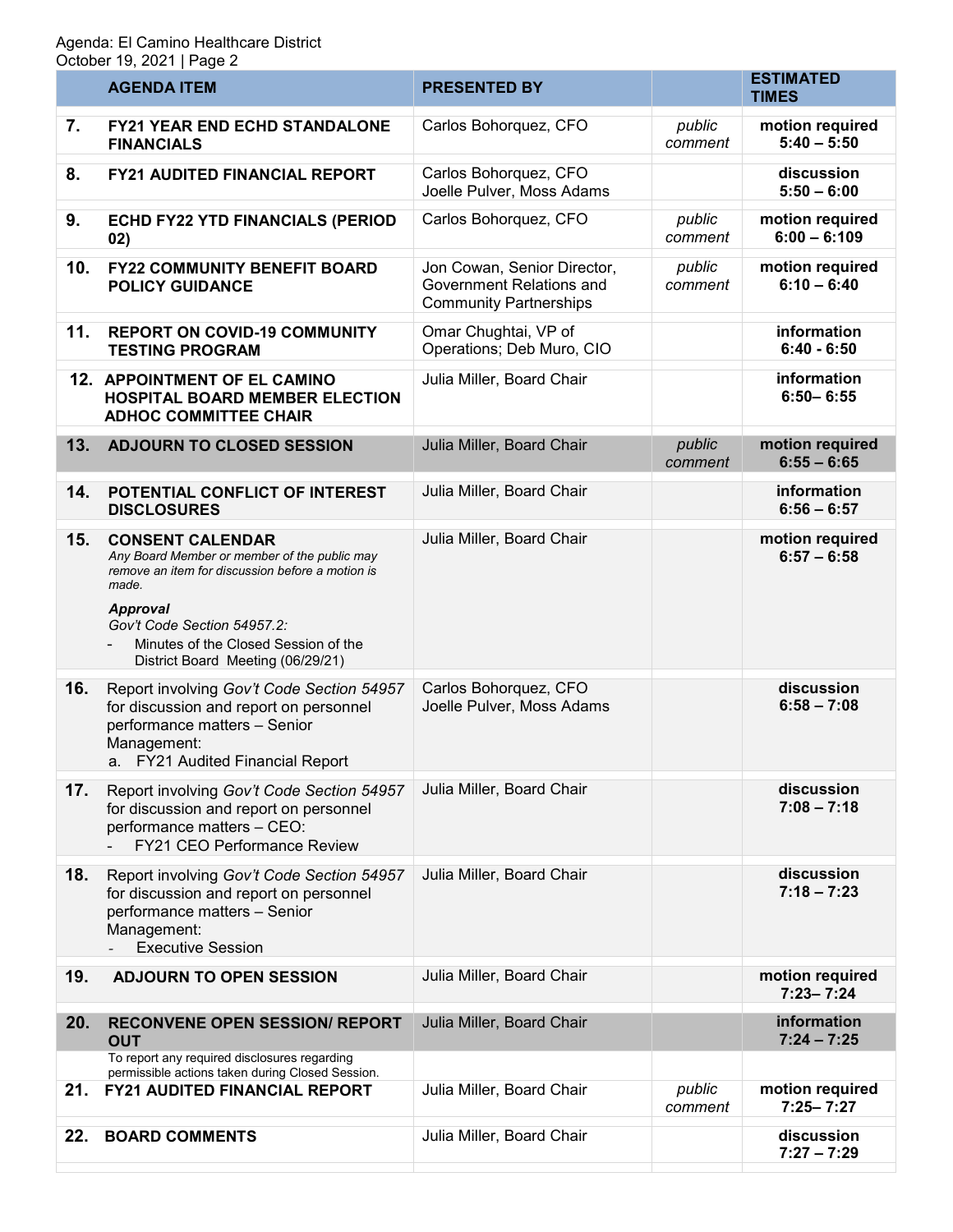Agenda: El Camino Healthcare District
October 19, 2021 | Page 2

| | AGENDA ITEM | PRESENTED BY | | ESTIMATED TIMES |
|---|---|---|---|---|
| 7. | **FY21 YEAR END ECHD STANDALONE FINANCIALS** | Carlos Bohorquez, CFO | *public comment* | **motion required 5:40 – 5:50** |
| 8. | **FY21 AUDITED FINANCIAL REPORT** | Carlos Bohorquez, CFO<br>Joelle Pulver, Moss Adams | | **discussion 5:50 – 6:00** |
| 9. | **ECHD FY22 YTD FINANCIALS (PERIOD 02)** | Carlos Bohorquez, CFO | *public comment* | **motion required 6:00 – 6:109** |
| 10. | **FY22 COMMUNITY BENEFIT BOARD POLICY GUIDANCE** | Jon Cowan, Senior Director, Government Relations and Community Partnerships | *public comment* | **motion required 6:10 – 6:40** |
| 11. | **REPORT ON COVID-19 COMMUNITY TESTING PROGRAM** | Omar Chughtai, VP of Operations; Deb Muro, CIO | | **information 6:40 - 6:50** |
| 12. | **APPOINTMENT OF EL CAMINO HOSPITAL BOARD MEMBER ELECTION ADHOC COMMITTEE CHAIR** | Julia Miller, Board Chair | | **information 6:50– 6:55** |
| 13. | **ADJOURN TO CLOSED SESSION** | Julia Miller, Board Chair | *public comment* | **motion required 6:55 – 6:65** |
| 14. | **POTENTIAL CONFLICT OF INTEREST DISCLOSURES** | Julia Miller, Board Chair | | **information 6:56 – 6:57** |
| 15. | **CONSENT CALENDAR**<br>*Any Board Member or member of the public may remove an item for discussion before a motion is made.*<br>***Approval***<br>*Gov't Code Section 54957.2:*<br>- Minutes of the Closed Session of the District Board Meeting (06/29/21) | Julia Miller, Board Chair | | **motion required 6:57 – 6:58** |
| 16. | Report involving *Gov't Code Section 54957* for discussion and report on personnel performance matters – Senior Management:<br>a. FY21 Audited Financial Report | Carlos Bohorquez, CFO<br>Joelle Pulver, Moss Adams | | **discussion 6:58 – 7:08** |
| 17. | Report involving *Gov't Code Section 54957* for discussion and report on personnel performance matters – CEO:<br>- FY21 CEO Performance Review | Julia Miller, Board Chair | | **discussion 7:08 – 7:18** |
| 18. | Report involving *Gov't Code Section 54957* for discussion and report on personnel performance matters – Senior Management:<br>- Executive Session | Julia Miller, Board Chair | | **discussion 7:18 – 7:23** |
| 19. | **ADJOURN TO OPEN SESSION** | Julia Miller, Board Chair | | **motion required 7:23– 7:24** |
| 20. | **RECONVENE OPEN SESSION/ REPORT OUT**<br>To report any required disclosures regarding permissible actions taken during Closed Session. | Julia Miller, Board Chair | | **information 7:24 – 7:25** |
| 21. | **FY21 AUDITED FINANCIAL REPORT** | Julia Miller, Board Chair | *public comment* | **motion required 7:25– 7:27** |
| 22. | **BOARD COMMENTS** | Julia Miller, Board Chair | | **discussion 7:27 – 7:29** |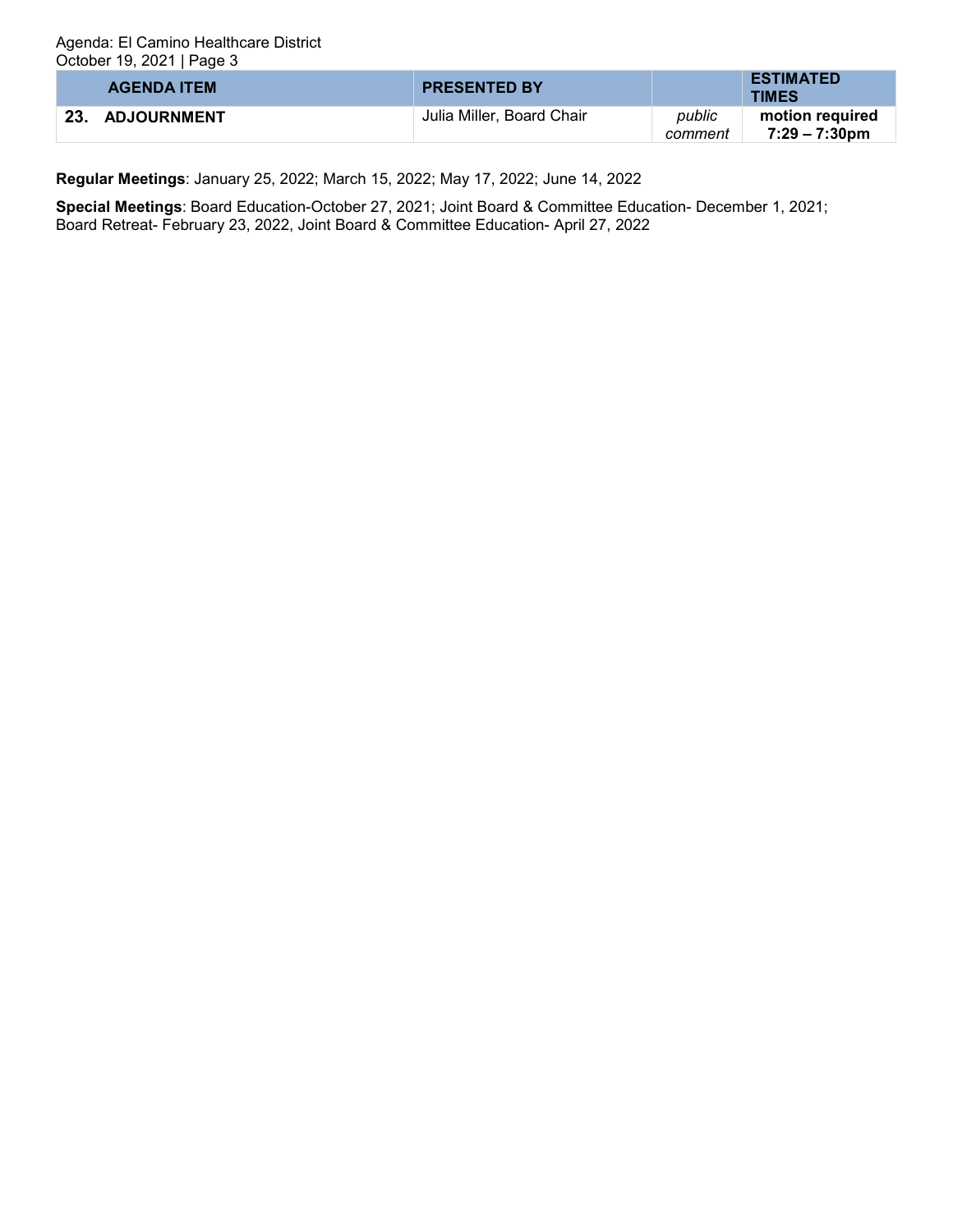| AGENDA ITEM | PRESENTED BY | | ESTIMATED TIMES |
|---|---|---|---|
| **23. ADJOURNMENT** | Julia Miller, Board Chair | *public comment* | **motion required 7:29 – 7:30pm** |

**Regular Meetings**: January 25, 2022; March 15, 2022; May 17, 2022; June 14, 2022

**Special Meetings**: Board Education-October 27, 2021; Joint Board & Committee Education- December 1, 2021; Board Retreat- February 23, 2022, Joint Board & Committee Education- April 27, 2022